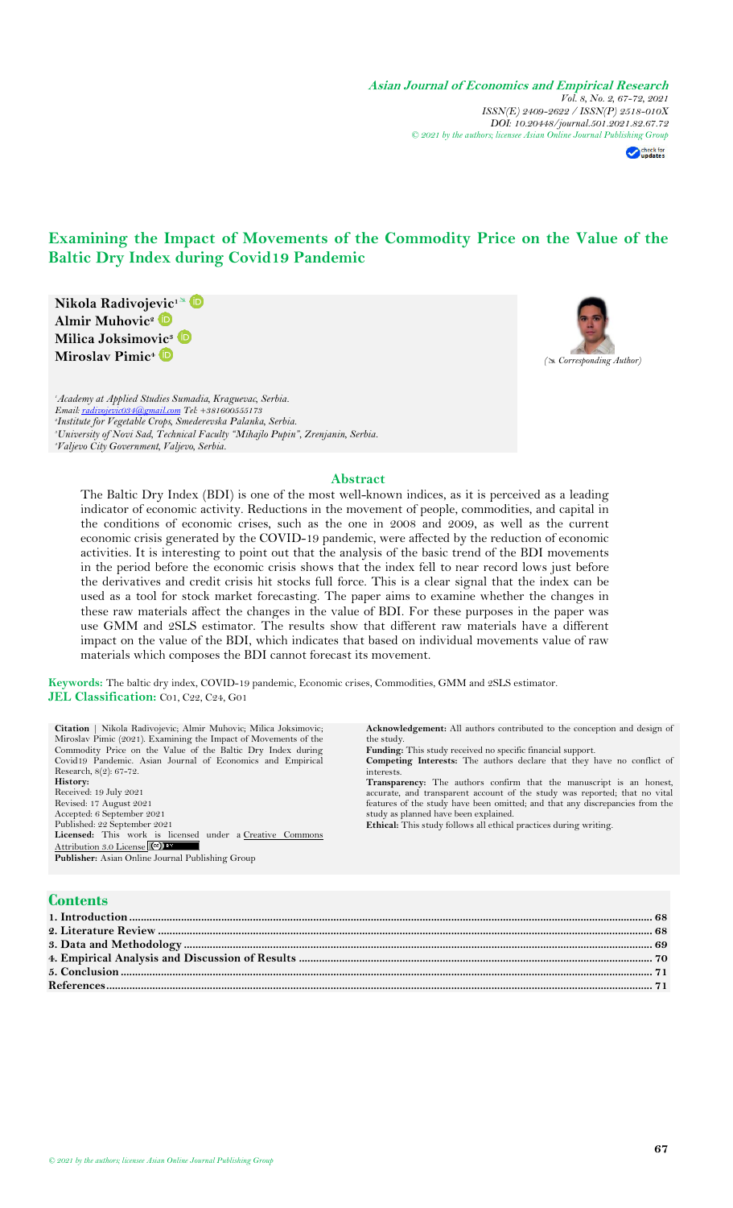**Asian Journal of Economics and Empirical Research**
*Vol. 8, No. 2, 67-72, 2021*
*ISSN(E) 2409-2622 / ISSN(P) 2518-010X*
*DOI: 10.20448/journal.501.2021.82.67.72*
*© 2021 by the authors; licensee Asian Online Journal Publishing Group*

# Examining the Impact of Movements of the Commodity Price on the Value of the Baltic Dry Index during Covid19 Pandemic

**Nikola Radivojevic**[1] (✉ Corresponding Author)
**Almir Muhovic**[2]
**Milica Joksimovic**[3]
**Miroslav Pimic**[4]

[1] *Academy at Applied Studies Sumadia, Kraguevac, Serbia.*
*Email: radivojevic034@gmail.com Tel: +381600555173*
[2] *Institute for Vegetable Crops, Smederevska Palanka, Serbia.*
[3] *University of Novi Sad, Technical Faculty "Mihajlo Pupin", Zrenjanin, Serbia.*
[4] *Valjevo City Government, Valjevo, Serbia.*

## Abstract

The Baltic Dry Index (BDI) is one of the most well-known indices, as it is perceived as a leading indicator of economic activity. Reductions in the movement of people, commodities, and capital in the conditions of economic crises, such as the one in 2008 and 2009, as well as the current economic crisis generated by the COVID-19 pandemic, were affected by the reduction of economic activities. It is interesting to point out that the analysis of the basic trend of the BDI movements in the period before the economic crisis shows that the index fell to near record lows just before the derivatives and credit crisis hit stocks full force. This is a clear signal that the index can be used as a tool for stock market forecasting. The paper aims to examine whether the changes in these raw materials affect the changes in the value of BDI. For these purposes in the paper was use GMM and 2SLS estimator. The results show that different raw materials have a different impact on the value of the BDI, which indicates that based on individual movements value of raw materials which composes the BDI cannot forecast its movement.

**Keywords:** The baltic dry index, COVID-19 pandemic, Economic crises, Commodities, GMM and 2SLS estimator.
**JEL Classification:** C01, C22, C24, G01

**Citation** | Nikola Radivojevic; Almir Muhovic; Milica Joksimovic; Miroslav Pimic (2021). Examining the Impact of Movements of the Commodity Price on the Value of the Baltic Dry Index during Covid19 Pandemic. Asian Journal of Economics and Empirical Research, 8(2): 67-72.

**History:**
Received: 19 July 2021
Revised: 17 August 2021
Accepted: 6 September 2021
Published: 22 September 2021

**Licensed:** This work is licensed under a Creative Commons Attribution 3.0 License

**Publisher:** Asian Online Journal Publishing Group

**Acknowledgement:** All authors contributed to the conception and design of the study.

**Funding:** This study received no specific financial support.

**Competing Interests:** The authors declare that they have no conflict of interests.

**Transparency:** The authors confirm that the manuscript is an honest, accurate, and transparent account of the study was reported; that no vital features of the study have been omitted; and that any discrepancies from the study as planned have been explained.

**Ethical:** This study follows all ethical practices during writing.

## Contents

1. Introduction .... 68
2. Literature Review .... 68
3. Data and Methodology .... 69
4. Empirical Analysis and Discussion of Results .... 70
5. Conclusion .... 71

References .... 71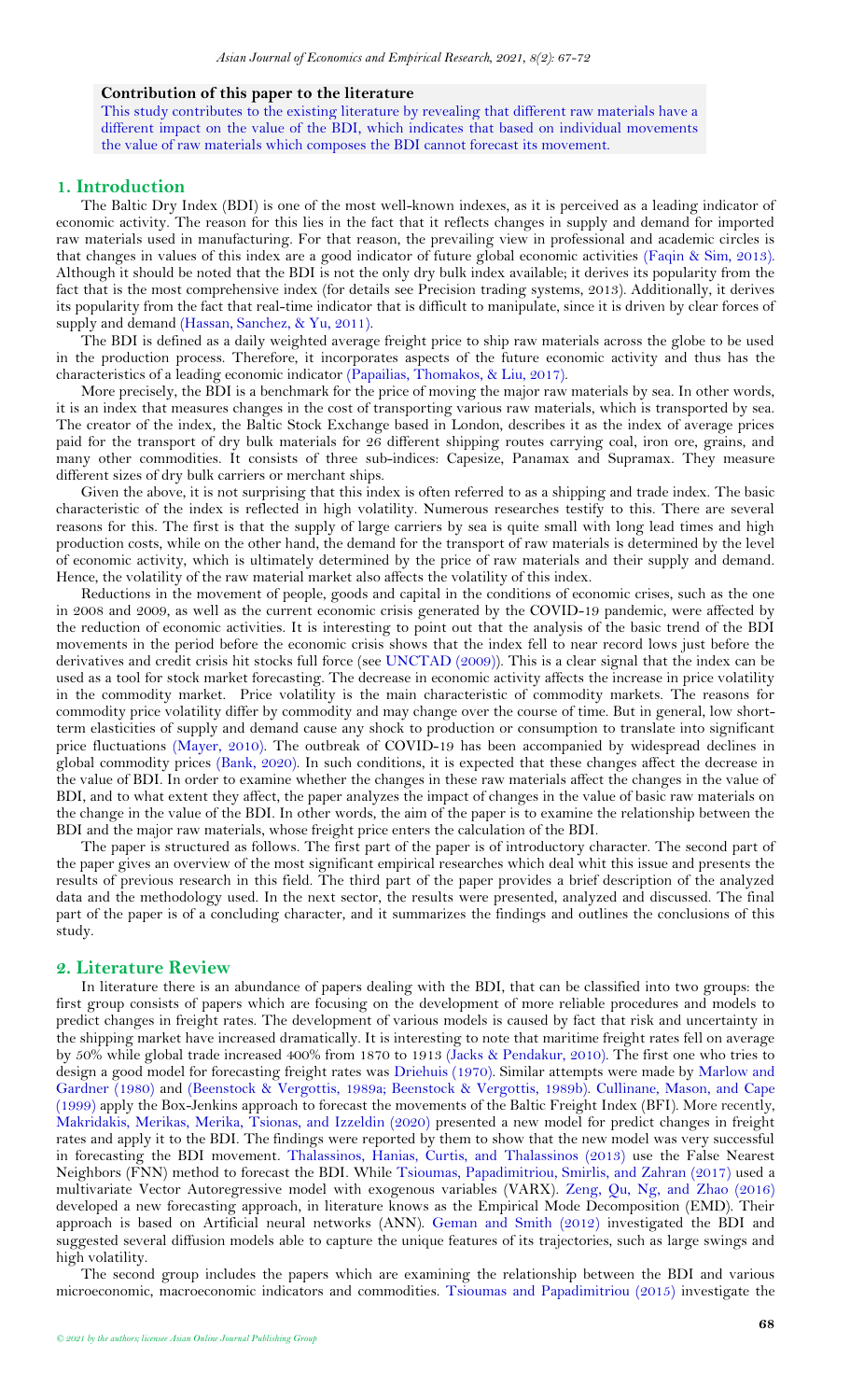**Contribution of this paper to the literature**

This study contributes to the existing literature by revealing that different raw materials have a different impact on the value of the BDI, which indicates that based on individual movements the value of raw materials which composes the BDI cannot forecast its movement.

## 1. Introduction

The Baltic Dry Index (BDI) is one of the most well-known indexes, as it is perceived as a leading indicator of economic activity. The reason for this lies in the fact that it reflects changes in supply and demand for imported raw materials used in manufacturing. For that reason, the prevailing view in professional and academic circles is that changes in values of this index are a good indicator of future global economic activities (Faqin & Sim, 2013). Although it should be noted that the BDI is not the only dry bulk index available; it derives its popularity from the fact that is the most comprehensive index (for details see Precision trading systems, 2013). Additionally, it derives its popularity from the fact that real-time indicator that is difficult to manipulate, since it is driven by clear forces of supply and demand (Hassan, Sanchez, & Yu, 2011).

The BDI is defined as a daily weighted average freight price to ship raw materials across the globe to be used in the production process. Therefore, it incorporates aspects of the future economic activity and thus has the characteristics of a leading economic indicator (Papailias, Thomakos, & Liu, 2017).

More precisely, the BDI is a benchmark for the price of moving the major raw materials by sea. In other words, it is an index that measures changes in the cost of transporting various raw materials, which is transported by sea. The creator of the index, the Baltic Stock Exchange based in London, describes it as the index of average prices paid for the transport of dry bulk materials for 26 different shipping routes carrying coal, iron ore, grains, and many other commodities. It consists of three sub-indices: Capesize, Panamax and Supramax. They measure different sizes of dry bulk carriers or merchant ships.

Given the above, it is not surprising that this index is often referred to as a shipping and trade index. The basic characteristic of the index is reflected in high volatility. Numerous researches testify to this. There are several reasons for this. The first is that the supply of large carriers by sea is quite small with long lead times and high production costs, while on the other hand, the demand for the transport of raw materials is determined by the level of economic activity, which is ultimately determined by the price of raw materials and their supply and demand. Hence, the volatility of the raw material market also affects the volatility of this index.

Reductions in the movement of people, goods and capital in the conditions of economic crises, such as the one in 2008 and 2009, as well as the current economic crisis generated by the COVID-19 pandemic, were affected by the reduction of economic activities. It is interesting to point out that the analysis of the basic trend of the BDI movements in the period before the economic crisis shows that the index fell to near record lows just before the derivatives and credit crisis hit stocks full force (see UNCTAD (2009)). This is a clear signal that the index can be used as a tool for stock market forecasting. The decrease in economic activity affects the increase in price volatility in the commodity market. Price volatility is the main characteristic of commodity markets. The reasons for commodity price volatility differ by commodity and may change over the course of time. But in general, low short-term elasticities of supply and demand cause any shock to production or consumption to translate into significant price fluctuations (Mayer, 2010). The outbreak of COVID-19 has been accompanied by widespread declines in global commodity prices (Bank, 2020). In such conditions, it is expected that these changes affect the decrease in the value of BDI. In order to examine whether the changes in these raw materials affect the changes in the value of BDI, and to what extent they affect, the paper analyzes the impact of changes in the value of basic raw materials on the change in the value of the BDI. In other words, the aim of the paper is to examine the relationship between the BDI and the major raw materials, whose freight price enters the calculation of the BDI.

The paper is structured as follows. The first part of the paper is of introductory character. The second part of the paper gives an overview of the most significant empirical researches which deal whit this issue and presents the results of previous research in this field. The third part of the paper provides a brief description of the analyzed data and the methodology used. In the next sector, the results were presented, analyzed and discussed. The final part of the paper is of a concluding character, and it summarizes the findings and outlines the conclusions of this study.

## 2. Literature Review

In literature there is an abundance of papers dealing with the BDI, that can be classified into two groups: the first group consists of papers which are focusing on the development of more reliable procedures and models to predict changes in freight rates. The development of various models is caused by fact that risk and uncertainty in the shipping market have increased dramatically. It is interesting to note that maritime freight rates fell on average by 50% while global trade increased 400% from 1870 to 1913 (Jacks & Pendakur, 2010). The first one who tries to design a good model for forecasting freight rates was Driehuis (1970). Similar attempts were made by Marlow and Gardner (1980) and (Beenstock & Vergottis, 1989a; Beenstock & Vergottis, 1989b). Cullinane, Mason, and Cape (1999) apply the Box-Jenkins approach to forecast the movements of the Baltic Freight Index (BFI). More recently, Makridakis, Merikas, Merika, Tsionas, and Izzeldin (2020) presented a new model for predict changes in freight rates and apply it to the BDI. The findings were reported by them to show that the new model was very successful in forecasting the BDI movement. Thalassinos, Hanias, Curtis, and Thalassinos (2013) use the False Nearest Neighbors (FNN) method to forecast the BDI. While Tsioumas, Papadimitriou, Smirlis, and Zahran (2017) used a multivariate Vector Autoregressive model with exogenous variables (VARX). Zeng, Qu, Ng, and Zhao (2016) developed a new forecasting approach, in literature knows as the Empirical Mode Decomposition (EMD). Their approach is based on Artificial neural networks (ANN). Geman and Smith (2012) investigated the BDI and suggested several diffusion models able to capture the unique features of its trajectories, such as large swings and high volatility.

The second group includes the papers which are examining the relationship between the BDI and various microeconomic, macroeconomic indicators and commodities. Tsioumas and Papadimitriou (2015) investigate the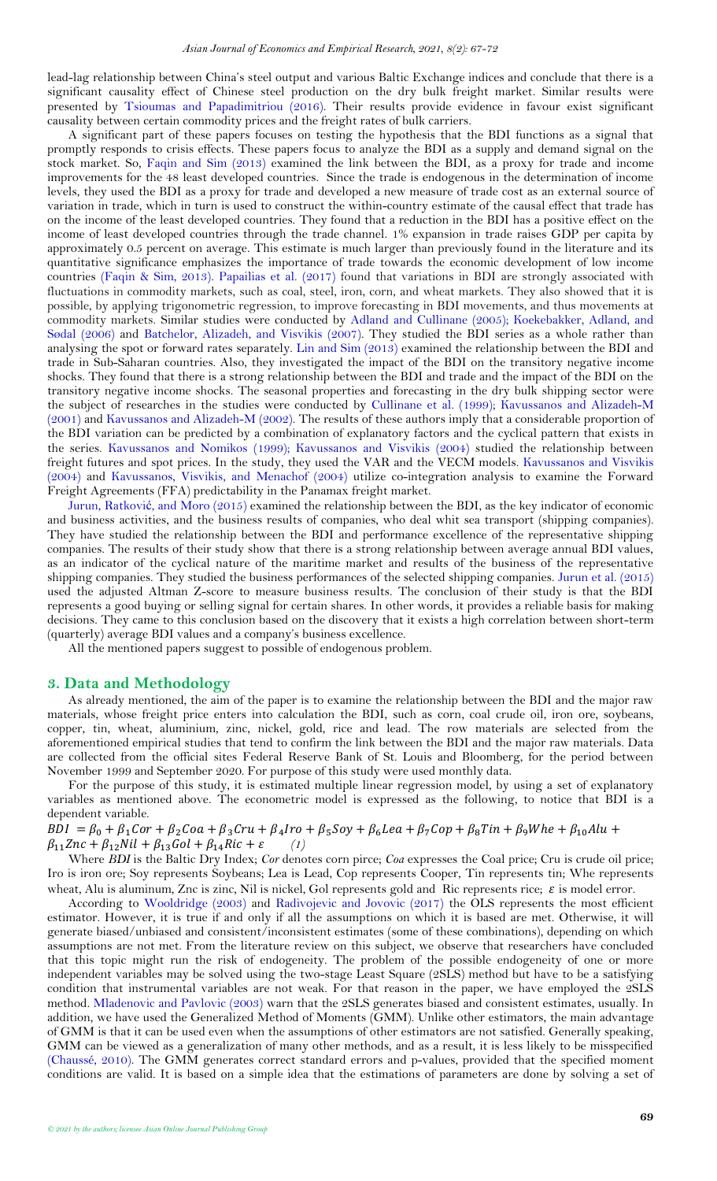lead-lag relationship between China's steel output and various Baltic Exchange indices and conclude that there is a significant causality effect of Chinese steel production on the dry bulk freight market. Similar results were presented by Tsioumas and Papadimitriou (2016). Their results provide evidence in favour exist significant causality between certain commodity prices and the freight rates of bulk carriers.

A significant part of these papers focuses on testing the hypothesis that the BDI functions as a signal that promptly responds to crisis effects. These papers focus to analyze the BDI as a supply and demand signal on the stock market. So, Faqin and Sim (2013) examined the link between the BDI, as a proxy for trade and income improvements for the 48 least developed countries. Since the trade is endogenous in the determination of income levels, they used the BDI as a proxy for trade and developed a new measure of trade cost as an external source of variation in trade, which in turn is used to construct the within-country estimate of the causal effect that trade has on the income of the least developed countries. They found that a reduction in the BDI has a positive effect on the income of least developed countries through the trade channel. 1% expansion in trade raises GDP per capita by approximately 0.5 percent on average. This estimate is much larger than previously found in the literature and its quantitative significance emphasizes the importance of trade towards the economic development of low income countries (Faqin & Sim, 2013). Papailias et al. (2017) found that variations in BDI are strongly associated with fluctuations in commodity markets, such as coal, steel, iron, corn, and wheat markets. They also showed that it is possible, by applying trigonometric regression, to improve forecasting in BDI movements, and thus movements at commodity markets. Similar studies were conducted by Adland and Cullinane (2005); Koekebakker, Adland, and Sødal (2006) and Batchelor, Alizadeh, and Visvikis (2007). They studied the BDI series as a whole rather than analysing the spot or forward rates separately. Lin and Sim (2013) examined the relationship between the BDI and trade in Sub-Saharan countries. Also, they investigated the impact of the BDI on the transitory negative income shocks. They found that there is a strong relationship between the BDI and trade and the impact of the BDI on the transitory negative income shocks. The seasonal properties and forecasting in the dry bulk shipping sector were the subject of researches in the studies were conducted by Cullinane et al. (1999); Kavussanos and Alizadeh-M (2001) and Kavussanos and Alizadeh-M (2002). The results of these authors imply that a considerable proportion of the BDI variation can be predicted by a combination of explanatory factors and the cyclical pattern that exists in the series. Kavussanos and Nomikos (1999); Kavussanos and Visvikis (2004) studied the relationship between freight futures and spot prices. In the study, they used the VAR and the VECM models. Kavussanos and Visvikis (2004) and Kavussanos, Visvikis, and Menachof (2004) utilize co-integration analysis to examine the Forward Freight Agreements (FFA) predictability in the Panamax freight market.

Jurun, Ratković, and Moro (2015) examined the relationship between the BDI, as the key indicator of economic and business activities, and the business results of companies, who deal whit sea transport (shipping companies). They have studied the relationship between the BDI and performance excellence of the representative shipping companies. The results of their study show that there is a strong relationship between average annual BDI values, as an indicator of the cyclical nature of the maritime market and results of the business of the representative shipping companies. They studied the business performances of the selected shipping companies. Jurun et al. (2015) used the adjusted Altman Z-score to measure business results. The conclusion of their study is that the BDI represents a good buying or selling signal for certain shares. In other words, it provides a reliable basis for making decisions. They came to this conclusion based on the discovery that it exists a high correlation between short-term (quarterly) average BDI values and a company's business excellence.

All the mentioned papers suggest to possible of endogenous problem.

## 3. Data and Methodology

As already mentioned, the aim of the paper is to examine the relationship between the BDI and the major raw materials, whose freight price enters into calculation the BDI, such as corn, coal crude oil, iron ore, soybeans, copper, tin, wheat, aluminium, zinc, nickel, gold, rice and lead. The row materials are selected from the aforementioned empirical studies that tend to confirm the link between the BDI and the major raw materials. Data are collected from the official sites Federal Reserve Bank of St. Louis and Bloomberg, for the period between November 1999 and September 2020. For purpose of this study were used monthly data.

For the purpose of this study, it is estimated multiple linear regression model, by using a set of explanatory variables as mentioned above. The econometric model is expressed as the following, to notice that BDI is a dependent variable.

$$BDI = \beta_0 + \beta_1 Cor + \beta_2 Coa + \beta_3 Cru + \beta_4 Iro + \beta_5 Soy + \beta_6 Lea + \beta_7 Cop + \beta_8 Tin + \beta_9 Whe + \beta_{10} Alu + \beta_{11} Znc + \beta_{12} Nil + \beta_{13} Gol + \beta_{14} Ric + \varepsilon \qquad (1)$$

Where *BDI* is the Baltic Dry Index; *Cor* denotes corn pirce; *Coa* expresses the Coal price; Cru is crude oil price; Iro is iron ore; Soy represents Soybeans; Lea is Lead, Cop represents Cooper, Tin represents tin; Whe represents wheat, Alu is aluminum, Znc is zinc, Nil is nickel, Gol represents gold and Ric represents rice; $\varepsilon$ is model error.

According to Wooldridge (2003) and Radivojevic and Jovovic (2017) the OLS represents the most efficient estimator. However, it is true if and only if all the assumptions on which it is based are met. Otherwise, it will generate biased/unbiased and consistent/inconsistent estimates (some of these combinations), depending on which assumptions are not met. From the literature review on this subject, we observe that researchers have concluded that this topic might run the risk of endogeneity. The problem of the possible endogeneity of one or more independent variables may be solved using the two-stage Least Square (2SLS) method but have to be a satisfying condition that instrumental variables are not weak. For that reason in the paper, we have employed the 2SLS method. Mladenovic and Pavlovic (2003) warn that the 2SLS generates biased and consistent estimates, usually. In addition, we have used the Generalized Method of Moments (GMM). Unlike other estimators, the main advantage of GMM is that it can be used even when the assumptions of other estimators are not satisfied. Generally speaking, GMM can be viewed as a generalization of many other methods, and as a result, it is less likely to be misspecified (Chaussé, 2010). The GMM generates correct standard errors and p-values, provided that the specified moment conditions are valid. It is based on a simple idea that the estimations of parameters are done by solving a set of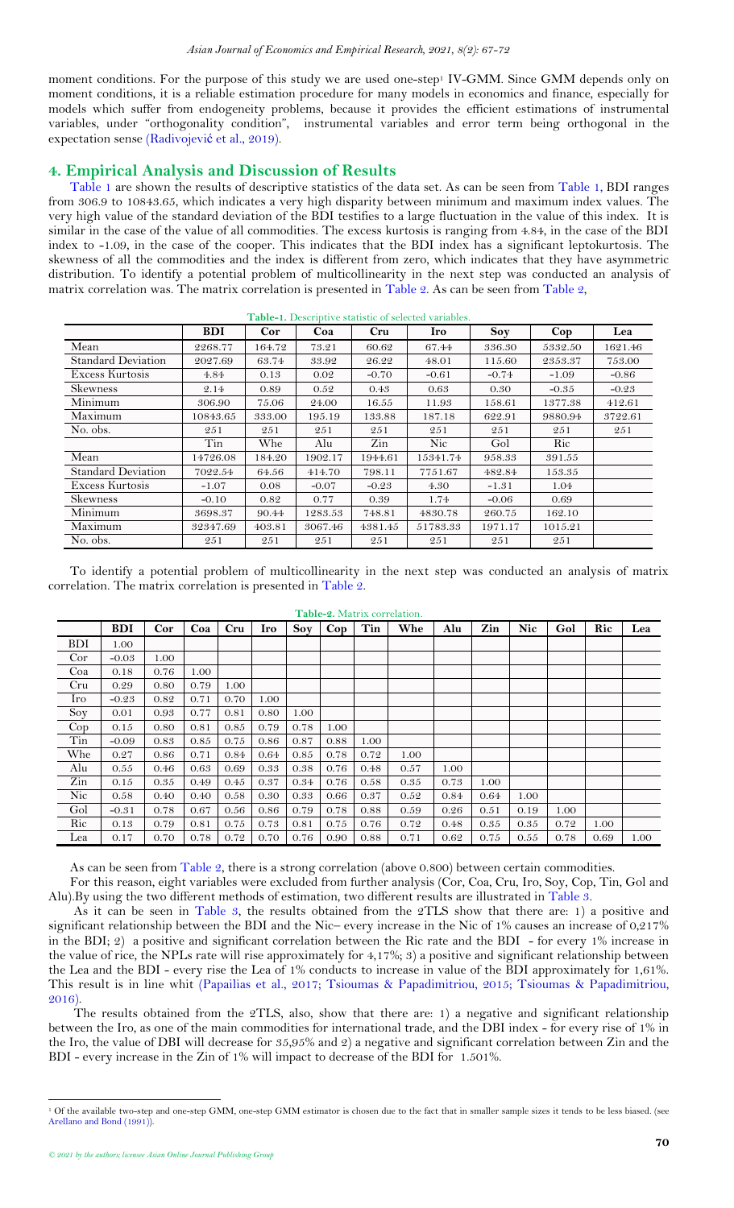moment conditions. For the purpose of this study we are used one-step[1] IV-GMM. Since GMM depends only on moment conditions, it is a reliable estimation procedure for many models in economics and finance, especially for models which suffer from endogeneity problems, because it provides the efficient estimations of instrumental variables, under "orthogonality condition", instrumental variables and error term being orthogonal in the expectation sense (Radivojević et al., 2019).

## 4. Empirical Analysis and Discussion of Results

Table 1 are shown the results of descriptive statistics of the data set. As can be seen from Table 1, BDI ranges from 306.9 to 10843.65, which indicates a very high disparity between minimum and maximum index values. The very high value of the standard deviation of the BDI testifies to a large fluctuation in the value of this index. It is similar in the case of the value of all commodities. The excess kurtosis is ranging from 4.84, in the case of the BDI index to -1.09, in the case of the cooper. This indicates that the BDI index has a significant leptokurtosis. The skewness of all the commodities and the index is different from zero, which indicates that they have asymmetric distribution. To identify a potential problem of multicollinearity in the next step was conducted an analysis of matrix correlation was. The matrix correlation is presented in Table 2. As can be seen from Table 2,

**Table-1.** Descriptive statistic of selected variables.

| | BDI | Cor | Coa | Cru | Iro | Soy | Cop | Lea |
|---|---|---|---|---|---|---|---|---|
| Mean | 2268.77 | 164.72 | 73.21 | 60.62 | 67.44 | 336.30 | 5332.50 | 1621.46 |
| Standard Deviation | 2027.69 | 63.74 | 33.92 | 26.22 | 48.01 | 115.60 | 2353.37 | 753.00 |
| Excess Kurtosis | 4.84 | 0.13 | 0.02 | -0.70 | -0.61 | -0.74 | -1.09 | -0.86 |
| Skewness | 2.14 | 0.89 | 0.52 | 0.43 | 0.63 | 0.30 | -0.35 | -0.23 |
| Minimum | 306.90 | 75.06 | 24.00 | 16.55 | 11.93 | 158.61 | 1377.38 | 412.61 |
| Maximum | 10843.65 | 333.00 | 195.19 | 133.88 | 187.18 | 622.91 | 9880.94 | 3722.61 |
| No. obs. | 251 | 251 | 251 | 251 | 251 | 251 | 251 | 251 |
| | Tin | Whe | Alu | Zin | Nic | Gol | Ric | |
| Mean | 14726.08 | 184.20 | 1902.17 | 1944.61 | 15341.74 | 958.33 | 391.55 | |
| Standard Deviation | 7022.54 | 64.56 | 414.70 | 798.11 | 7751.67 | 482.84 | 153.35 | |
| Excess Kurtosis | -1.07 | 0.08 | -0.07 | -0.23 | 4.30 | -1.31 | 1.04 | |
| Skewness | -0.10 | 0.82 | 0.77 | 0.39 | 1.74 | -0.06 | 0.69 | |
| Minimum | 3698.37 | 90.44 | 1283.53 | 748.81 | 4830.78 | 260.75 | 162.10 | |
| Maximum | 32347.69 | 403.81 | 3067.46 | 4381.45 | 51783.33 | 1971.17 | 1015.21 | |
| No. obs. | 251 | 251 | 251 | 251 | 251 | 251 | 251 | |

To identify a potential problem of multicollinearity in the next step was conducted an analysis of matrix correlation. The matrix correlation is presented in Table 2.

**Table-2.** Matrix correlation.

| | BDI | Cor | Coa | Cru | Iro | Soy | Cop | Tin | Whe | Alu | Zin | Nic | Gol | Ric | Lea |
|---|---|---|---|---|---|---|---|---|---|---|---|---|---|---|---|
| BDI | 1.00 | | | | | | | | | | | | | | |
| Cor | -0.03 | 1.00 | | | | | | | | | | | | | |
| Coa | 0.18 | 0.76 | 1.00 | | | | | | | | | | | | |
| Cru | 0.29 | 0.80 | 0.79 | 1.00 | | | | | | | | | | | |
| Iro | -0.23 | 0.82 | 0.71 | 0.70 | 1.00 | | | | | | | | | | |
| Soy | 0.01 | 0.93 | 0.77 | 0.81 | 0.80 | 1.00 | | | | | | | | | |
| Cop | 0.15 | 0.80 | 0.81 | 0.85 | 0.79 | 0.78 | 1.00 | | | | | | | | |
| Tin | -0.09 | 0.83 | 0.85 | 0.75 | 0.86 | 0.87 | 0.88 | 1.00 | | | | | | | |
| Whe | 0.27 | 0.86 | 0.71 | 0.84 | 0.64 | 0.85 | 0.78 | 0.72 | 1.00 | | | | | | |
| Alu | 0.55 | 0.46 | 0.63 | 0.69 | 0.33 | 0.38 | 0.76 | 0.48 | 0.57 | 1.00 | | | | | |
| Zin | 0.15 | 0.35 | 0.49 | 0.45 | 0.37 | 0.34 | 0.76 | 0.58 | 0.35 | 0.73 | 1.00 | | | | |
| Nic | 0.58 | 0.40 | 0.40 | 0.58 | 0.30 | 0.33 | 0.66 | 0.37 | 0.52 | 0.84 | 0.64 | 1.00 | | | |
| Gol | -0.31 | 0.78 | 0.67 | 0.56 | 0.86 | 0.79 | 0.78 | 0.88 | 0.59 | 0.26 | 0.51 | 0.19 | 1.00 | | |
| Ric | 0.13 | 0.79 | 0.81 | 0.75 | 0.73 | 0.81 | 0.75 | 0.76 | 0.72 | 0.48 | 0.35 | 0.35 | 0.72 | 1.00 | |
| Lea | 0.17 | 0.70 | 0.78 | 0.72 | 0.70 | 0.76 | 0.90 | 0.88 | 0.71 | 0.62 | 0.75 | 0.55 | 0.78 | 0.69 | 1.00 |

As can be seen from Table 2, there is a strong correlation (above 0.800) between certain commodities.

For this reason, eight variables were excluded from further analysis (Cor, Coa, Cru, Iro, Soy, Cop, Tin, Gol and Alu).By using the two different methods of estimation, two different results are illustrated in Table 3.

As it can be seen in Table 3, the results obtained from the 2TLS show that there are: 1) a positive and significant relationship between the BDI and the Nic– every increase in the Nic of 1% causes an increase of 0,217% in the BDI; 2) a positive and significant correlation between the Ric rate and the BDI - for every 1% increase in the value of rice, the NPLs rate will rise approximately for 4,17%; 3) a positive and significant relationship between the Lea and the BDI - every rise the Lea of 1% conducts to increase in value of the BDI approximately for 1,61%. This result is in line whit (Papailias et al., 2017; Tsioumas & Papadimitriou, 2015; Tsioumas & Papadimitriou, 2016).

The results obtained from the 2TLS, also, show that there are: 1) a negative and significant relationship between the Iro, as one of the main commodities for international trade, and the DBI index - for every rise of 1% in the Iro, the value of DBI will decrease for 35,95% and 2) a negative and significant correlation between Zin and the BDI - every increase in the Zin of 1% will impact to decrease of the BDI for 1.501%.

[1] Of the available two-step and one-step GMM, one-step GMM estimator is chosen due to the fact that in smaller sample sizes it tends to be less biased. (see Arellano and Bond (1991)).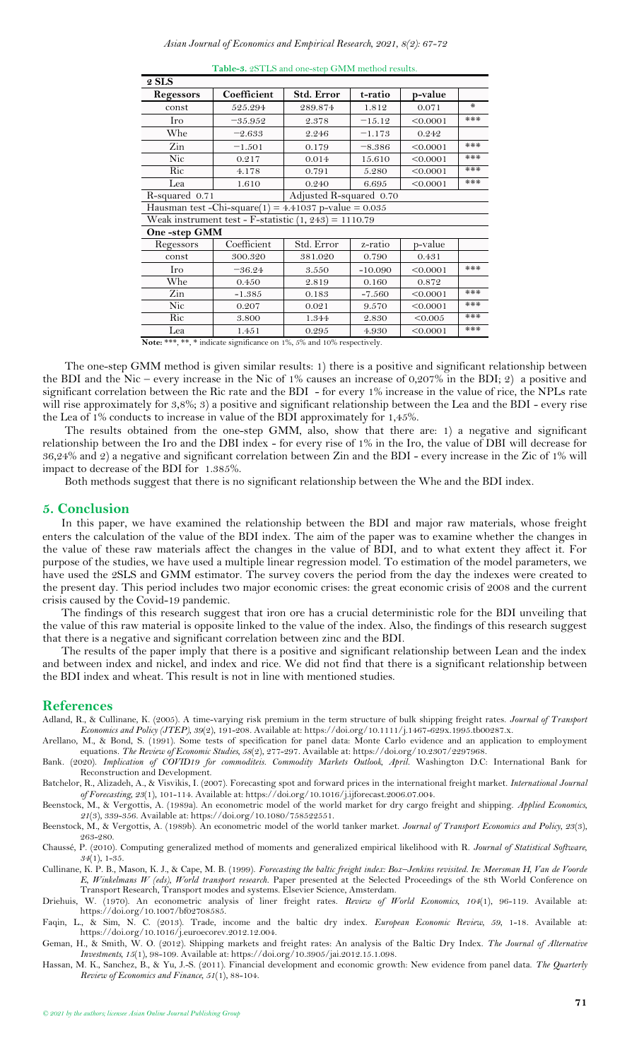**Table-3.** 2STLS and one-step GMM method results.

| 2 SLS | | | | | |
|---|---|---|---|---|---|
| **Regessors** | **Coefficient** | **Std. Error** | **t-ratio** | **p-value** | |
| const | 525.294 | 289.874 | 1.812 | 0.071 | * |
| Iro | −35.952 | 2.378 | −15.12 | <0.0001 | *** |
| Whe | −2.633 | 2.246 | −1.173 | 0.242 | |
| Zin | −1.501 | 0.179 | −8.386 | <0.0001 | *** |
| Nic | 0.217 | 0.014 | 15.610 | <0.0001 | *** |
| Ric | 4.178 | 0.791 | 5.280 | <0.0001 | *** |
| Lea | 1.610 | 0.240 | 6.695 | <0.0001 | *** |
| R-squared 0.71 | | Adjusted R-squared 0.70 | | | |
| Hausman test -Chi-square(1) = 4.41037 p-value = 0.035 | | | | | |
| Weak instrument test - F-statistic (1, 243) = 1110.79 | | | | | |
| **One -step GMM** | | | | | |
| Regessors | Coefficient | Std. Error | z-ratio | p-value | |
| const | 300.320 | 381.020 | 0.790 | 0.431 | |
| Iro | −36.24 | 3.550 | -10.090 | <0.0001 | *** |
| Whe | 0.450 | 2.819 | 0.160 | 0.872 | |
| Zin | -1.385 | 0.183 | -7.560 | <0.0001 | *** |
| Nic | 0.207 | 0.021 | 9.570 | <0.0001 | *** |
| Ric | 3.800 | 1.344 | 2.830 | <0.005 | *** |
| Lea | 1.451 | 0.295 | 4.930 | <0.0001 | *** |

**Note:** ***, **, * indicate significance on 1%, 5% and 10% respectively.

The one-step GMM method is given similar results: 1) there is a positive and significant relationship between the BDI and the Nic – every increase in the Nic of 1% causes an increase of 0,207% in the BDI; 2) a positive and significant correlation between the Ric rate and the BDI - for every 1% increase in the value of rice, the NPLs rate will rise approximately for 3,8%; 3) a positive and significant relationship between the Lea and the BDI - every rise the Lea of 1% conducts to increase in value of the BDI approximately for 1,45%.

The results obtained from the one-step GMM, also, show that there are: 1) a negative and significant relationship between the Iro and the DBI index - for every rise of 1% in the Iro, the value of DBI will decrease for 36,24% and 2) a negative and significant correlation between Zin and the BDI - every increase in the Zic of 1% will impact to decrease of the BDI for 1.385%.

Both methods suggest that there is no significant relationship between the Whe and the BDI index.

## 5. Conclusion

In this paper, we have examined the relationship between the BDI and major raw materials, whose freight enters the calculation of the value of the BDI index. The aim of the paper was to examine whether the changes in the value of these raw materials affect the changes in the value of BDI, and to what extent they affect it. For purpose of the studies, we have used a multiple linear regression model. To estimation of the model parameters, we have used the 2SLS and GMM estimator. The survey covers the period from the day the indexes were created to the present day. This period includes two major economic crises: the great economic crisis of 2008 and the current crisis caused by the Covid-19 pandemic.

The findings of this research suggest that iron ore has a crucial deterministic role for the BDI unveiling that the value of this raw material is opposite linked to the value of the index. Also, the findings of this research suggest that there is a negative and significant correlation between zinc and the BDI.

The results of the paper imply that there is a positive and significant relationship between Lean and the index and between index and nickel, and index and rice. We did not find that there is a significant relationship between the BDI index and wheat. This result is not in line with mentioned studies.

## References

Adland, R., & Cullinane, K. (2005). A time-varying risk premium in the term structure of bulk shipping freight rates. *Journal of Transport Economics and Policy (JTEP)*, *39*(2), 191-208. Available at: https://doi.org/10.1111/j.1467-629x.1995.tb00287.x.

Arellano, M., & Bond, S. (1991). Some tests of specification for panel data: Monte Carlo evidence and an application to employment equations. *The Review of Economic Studies*, *58*(2), 277-297. Available at: https://doi.org/10.2307/2297968.

Bank. (2020). *Implication of COVID19 for commoditeis. Commodity Markets Outlook, April*. Washington D.C: International Bank for Reconstruction and Development.

Batchelor, R., Alizadeh, A., & Visvikis, I. (2007). Forecasting spot and forward prices in the international freight market. *International Journal of Forecasting*, *23*(1), 101-114. Available at: https://doi.org/10.1016/j.ijforecast.2006.07.004.

Beenstock, M., & Vergottis, A. (1989a). An econometric model of the world market for dry cargo freight and shipping. *Applied Economics*, *21*(3), 339-356. Available at: https://doi.org/10.1080/758522551.

Beenstock, M., & Vergottis, A. (1989b). An econometric model of the world tanker market. *Journal of Transport Economics and Policy*, *23*(3), 263-280.

Chaussé, P. (2010). Computing generalized method of moments and generalized empirical likelihood with R. *Journal of Statistical Software*, *34*(1), 1-35.

Cullinane, K. P. B., Mason, K. J., & Cape, M. B. (1999). *Forecasting the baltic freight index: Box–Jenkins revisited. In: Meersman H, Van de Voorde E, Winkelmans W (eds), World transport research*. Paper presented at the Selected Proceedings of the 8th World Conference on Transport Research, Transport modes and systems. Elsevier Science, Amsterdam.

Driehuis, W. (1970). An econometric analysis of liner freight rates. *Review of World Economics*, *104*(1), 96-119. Available at: https://doi.org/10.1007/bf02708585.

Faqin, L., & Sim, N. C. (2013). Trade, income and the baltic dry index. *European Economic Review*, *59*, 1-18. Available at: https://doi.org/10.1016/j.euroecorev.2012.12.004.

Geman, H., & Smith, W. O. (2012). Shipping markets and freight rates: An analysis of the Baltic Dry Index. *The Journal of Alternative Investments*, *15*(1), 98-109. Available at: https://doi.org/10.3905/jai.2012.15.1.098.

Hassan, M. K., Sanchez, B., & Yu, J.-S. (2011). Financial development and economic growth: New evidence from panel data. *The Quarterly Review of Economics and Finance*, *51*(1), 88-104.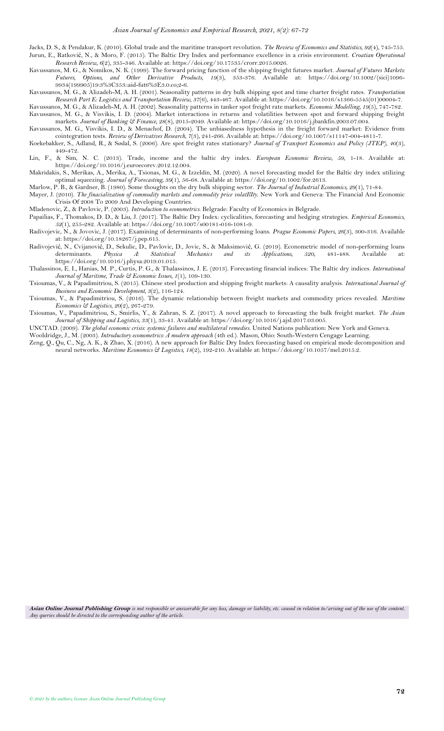Jacks, D. S., & Pendakur, K. (2010). Global trade and the maritime transport revolution. *The Review of Economics and Statistics, 92*(4), 745-755.

Jurun, E., Ratković, N., & Moro, F. (2015). The Baltic Dry Index and performance excellence in a crisis environment. *Croatian Operational Research Review, 6*(2), 335-346. Available at: https://doi.org/10.17535/crorr.2015.0026.

Kavussanos, M. G., & Nomikos, N. K. (1999). The forward pricing function of the shipping freight futures market. *Journal of Futures Markets: Futures, Options, and Other Derivative Products, 19*(3), 353-376. Available at: https://doi.org/10.1002/(sici)1096-9934(199905)19:3%3C353::aid-fut6%3E3.0.co;2-6.

Kavussanos, M. G., & Alizadeh-M, A. H. (2001). Seasonality patterns in dry bulk shipping spot and time charter freight rates. *Transportation Research Part E: Logistics and Transportation Review, 37*(6), 443-467. Available at: https://doi.org/10.1016/s1366-5545(01)00004-7.

Kavussanos, M. G., & Alizadeh-M, A. H. (2002). Seasonality patterns in tanker spot freight rate markets. *Economic Modelling, 19*(5), 747-782.

Kavussanos, M. G., & Visvikis, I. D. (2004). Market interactions in returns and volatilities between spot and forward shipping freight markets. *Journal of Banking & Finance, 28*(8), 2015-2049. Available at: https://doi.org/10.1016/j.jbankfin.2003.07.004.

Kavussanos, M. G., Visvikis, I. D., & Menachof, D. (2004). The unbiasedness hypothesis in the freight forward market: Evidence from cointegration tests. *Review of Derivatives Research, 7*(3), 241-266. Available at: https://doi.org/10.1007/s11147-004-4811-7.

Koekebakker, S., Adland, R., & Sødal, S. (2006). Are spot freight rates stationary? *Journal of Transport Economics and Policy (JTEP), 40*(3), 449-472.

Lin, F., & Sim, N. C. (2013). Trade, income and the baltic dry index. *European Economic Review, 59*, 1-18. Available at: https://doi.org/10.1016/j.euroecorev.2012.12.004.

Makridakis, S., Merikas, A., Merika, A., Tsionas, M. G., & Izzeldin, M. (2020). A novel forecasting model for the Baltic dry index utilizing optimal squeezing. *Journal of Forecasting, 39*(1), 56-68. Available at: https://doi.org/10.1002/for.2613.

Marlow, P. B., & Gardner, B. (1980). Some thoughts on the dry bulk shipping sector. *The Journal of Industrial Economics, 29*(1), 71-84.

Mayer, J. (2010). *The finacialization of commodity markets and commodity price volatIlIty*. New York and Geneva: The Financial And Economic Crisis Of 2008 To 2009 And Developing Countries.

Mladenovic, Z., & Pavlovic, P. (2003). *Introduction to econometrics*. Belgrade: Faculty of Economics in Belgrade.

Papailias, F., Thomakos, D. D., & Liu, J. (2017). The Baltic Dry Index: cyclicalities, forecasting and hedging strategies. *Empirical Economics, 52*(1), 255-282. Available at: https://doi.org/10.1007/s00181-016-1081-9.

Radivojevic, N., & Jovovic, J. (2017). Examining of determinants of non-performing loans. *Prague Economic Papers, 26*(3), 300-316. Available at: https://doi.org/10.18267/j.pep.615.

Radivojević, N., Cvijanović, D., Sekulic, D., Pavlovic, D., Jovic, S., & Maksimović, G. (2019). Econometric model of non-performing loans determinants. *Physica A: Statistical Mechanics and its Applications, 520*, 481-488. Available at: https://doi.org/10.1016/j.physa.2019.01.015.

Thalassinos, E. I., Hanias, M. P., Curtis, P. G., & Thalassinos, J. E. (2013). Forecasting financial indices: The Baltic dry indices. *International Journal of Maritime, Trade & Economic Issues, 1*(1), 109-130.

Tsioumas, V., & Papadimitriou, S. (2015). Chinese steel production and shipping freight markets: A causality analysis. *International Journal of Business and Economic Development, 3*(2), 116-124.

Tsioumas, V., & Papadimitriou, S. (2016). The dynamic relationship between freight markets and commodity prices revealed. *Maritime Economics & Logistics, 20*(2), 267-279.

Tsioumas, V., Papadimitriou, S., Smirlis, Y., & Zahran, S. Z. (2017). A novel approach to forecasting the bulk freight market. *The Asian Journal of Shipping and Logistics, 33*(1), 33-41. Available at: https://doi.org/10.1016/j.ajsl.2017.03.005.

UNCTAD. (2009). *The global economic crisis: systemic failures and multilateral remedies*. United Nations publication: New York and Geneva.

Wooldridge, J. M. (2003). *Introductory econometrics: A modern approach* (4th ed.). Mason, Ohio: South-Western Cengage Learning.

Zeng, Q., Qu, C., Ng, A. K., & Zhao, X. (2016). A new approach for Baltic Dry Index forecasting based on empirical mode decomposition and neural networks. *Maritime Economics & Logistics, 18*(2), 192-210. Available at: https://doi.org/10.1057/mel.2015.2.

***Asian Online Journal Publishing Group** is not responsible or answerable for any loss, damage or liability, etc. caused in relation to/arising out of the use of the content. Any queries should be directed to the corresponding author of the article.*